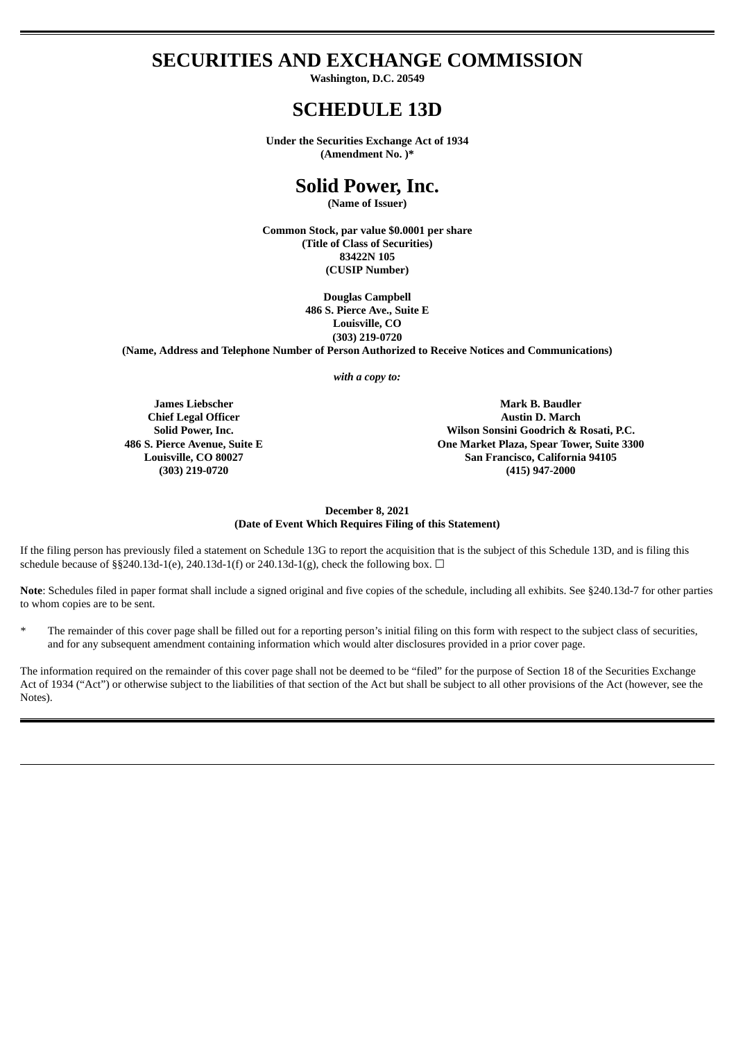# SECURITIES AND EXCHANGE COMMISSION

**Washington, D.C. 20549**

# SCHEDULE 13D

**Under the Securities Exchange Act of 1934**
**(Amendment No. )***

# Solid Power, Inc.

**(Name of Issuer)**

**Common Stock, par value $0.0001 per share**
**(Title of Class of Securities)**
**83422N 105**
**(CUSIP Number)**

**Douglas Campbell**
**486 S. Pierce Ave., Suite E**
**Louisville, CO**
**(303) 219-0720**
**(Name, Address and Telephone Number of Person Authorized to Receive Notices and Communications)**

***with a copy to:***

**James Liebscher**
**Chief Legal Officer**
**Solid Power, Inc.**
**486 S. Pierce Avenue, Suite E**
**Louisville, CO 80027**
**(303) 219-0720**

**Mark B. Baudler**
**Austin D. March**
**Wilson Sonsini Goodrich & Rosati, P.C.**
**One Market Plaza, Spear Tower, Suite 3300**
**San Francisco, California 94105**
**(415) 947-2000**

**December 8, 2021**
**(Date of Event Which Requires Filing of this Statement)**

If the filing person has previously filed a statement on Schedule 13G to report the acquisition that is the subject of this Schedule 13D, and is filing this schedule because of §§240.13d-1(e), 240.13d-1(f) or 240.13d-1(g), check the following box. ☐

**Note**: Schedules filed in paper format shall include a signed original and five copies of the schedule, including all exhibits. See §240.13d-7 for other parties to whom copies are to be sent.

\* The remainder of this cover page shall be filled out for a reporting person's initial filing on this form with respect to the subject class of securities, and for any subsequent amendment containing information which would alter disclosures provided in a prior cover page.

The information required on the remainder of this cover page shall not be deemed to be "filed" for the purpose of Section 18 of the Securities Exchange Act of 1934 ("Act") or otherwise subject to the liabilities of that section of the Act but shall be subject to all other provisions of the Act (however, see the Notes).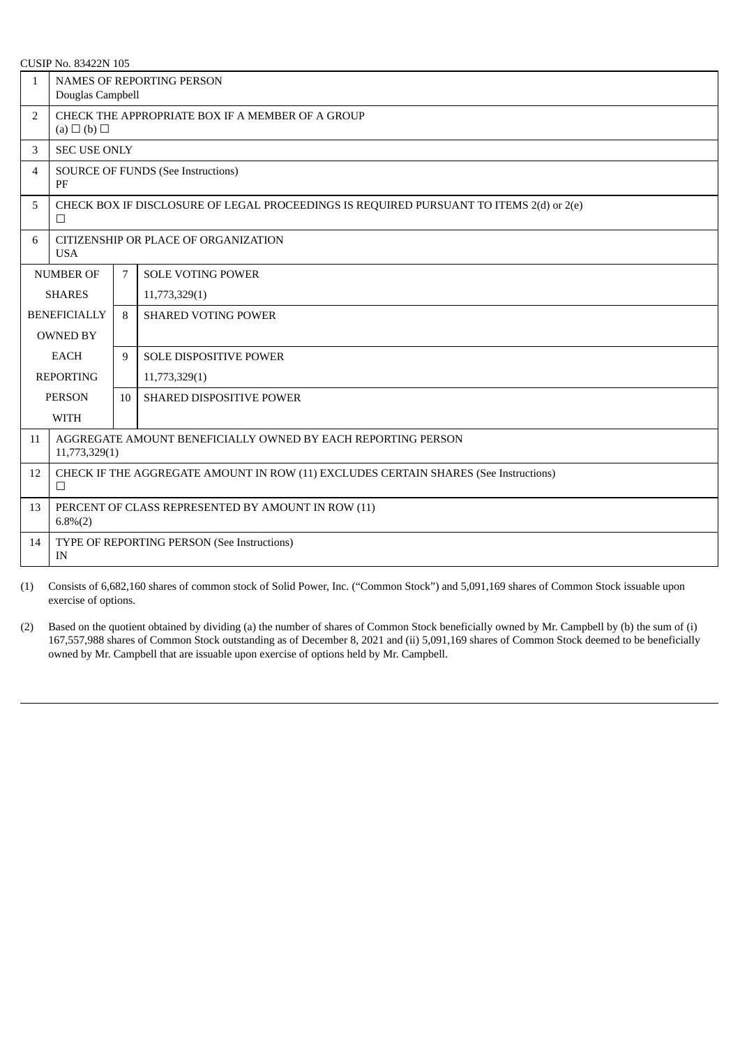CUSIP No. 83422N 105

| | | | |
|---|---|---|---|
| 1 | NAMES OF REPORTING PERSON<br>Douglas Campbell | | |
| 2 | CHECK THE APPROPRIATE BOX IF A MEMBER OF A GROUP<br>(a) ☐ (b) ☐ | | |
| 3 | SEC USE ONLY | | |
| 4 | SOURCE OF FUNDS (See Instructions)<br>PF | | |
| 5 | CHECK BOX IF DISCLOSURE OF LEGAL PROCEEDINGS IS REQUIRED PURSUANT TO ITEMS 2(d) or 2(e)<br>☐ | | |
| 6 | CITIZENSHIP OR PLACE OF ORGANIZATION<br>USA | | |
| NUMBER OF SHARES BENEFICIALLY OWNED BY EACH REPORTING PERSON WITH | | 7 | SOLE VOTING POWER<br>11,773,329(1) |
| | | 8 | SHARED VOTING POWER |
| | | 9 | SOLE DISPOSITIVE POWER<br>11,773,329(1) |
| | | 10 | SHARED DISPOSITIVE POWER |
| 11 | AGGREGATE AMOUNT BENEFICIALLY OWNED BY EACH REPORTING PERSON<br>11,773,329(1) | | |
| 12 | CHECK IF THE AGGREGATE AMOUNT IN ROW (11) EXCLUDES CERTAIN SHARES (See Instructions)<br>☐ | | |
| 13 | PERCENT OF CLASS REPRESENTED BY AMOUNT IN ROW (11)<br>6.8%(2) | | |
| 14 | TYPE OF REPORTING PERSON (See Instructions)<br>IN | | |

(1) Consists of 6,682,160 shares of common stock of Solid Power, Inc. ("Common Stock") and 5,091,169 shares of Common Stock issuable upon exercise of options.

(2) Based on the quotient obtained by dividing (a) the number of shares of Common Stock beneficially owned by Mr. Campbell by (b) the sum of (i) 167,557,988 shares of Common Stock outstanding as of December 8, 2021 and (ii) 5,091,169 shares of Common Stock deemed to be beneficially owned by Mr. Campbell that are issuable upon exercise of options held by Mr. Campbell.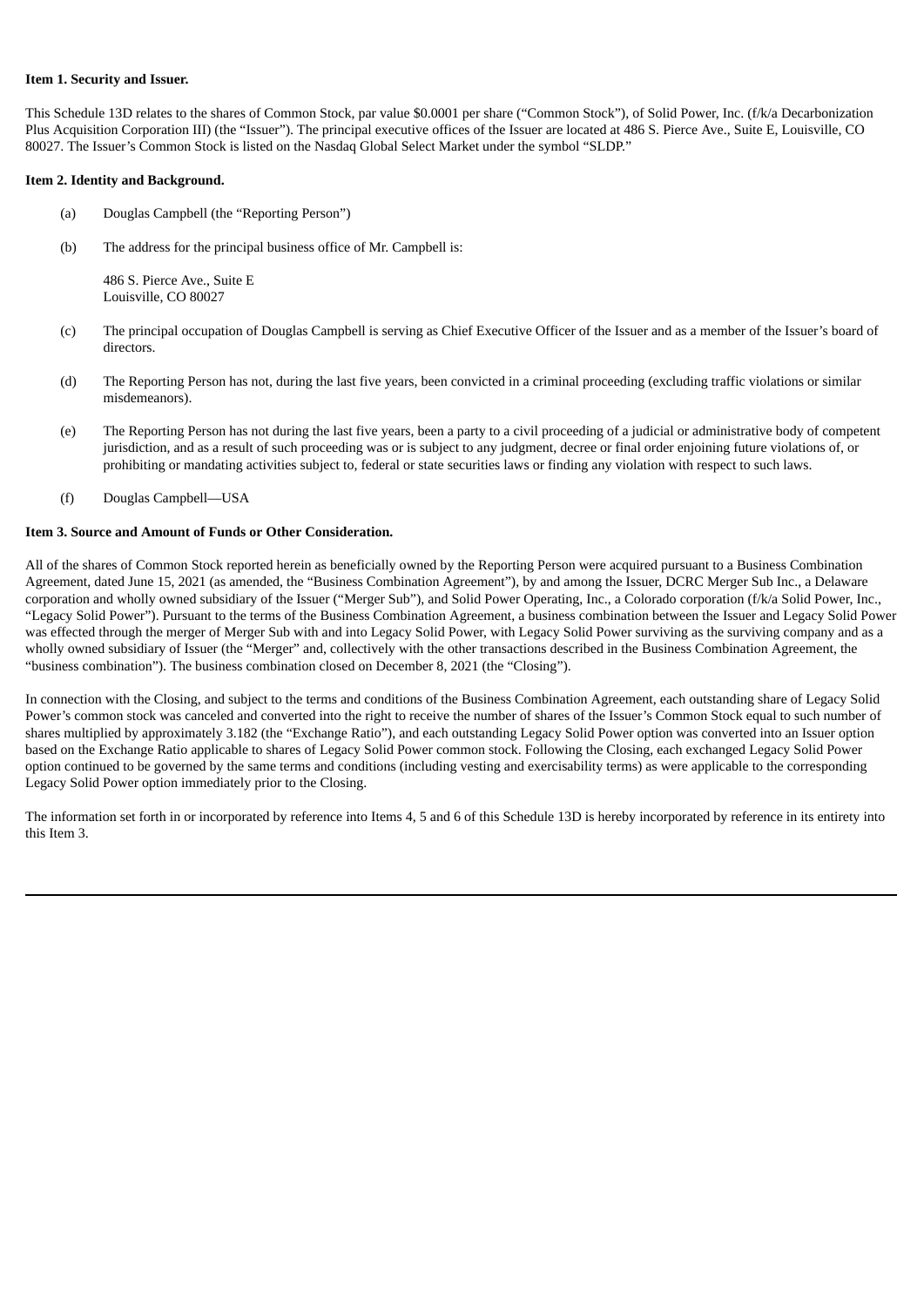**Item 1. Security and Issuer.**

This Schedule 13D relates to the shares of Common Stock, par value $0.0001 per share (“Common Stock”), of Solid Power, Inc. (f/k/a Decarbonization Plus Acquisition Corporation III) (the “Issuer”). The principal executive offices of the Issuer are located at 486 S. Pierce Ave., Suite E, Louisville, CO 80027. The Issuer’s Common Stock is listed on the Nasdaq Global Select Market under the symbol “SLDP.”

**Item 2. Identity and Background.**

(a) Douglas Campbell (the “Reporting Person”)

(b) The address for the principal business office of Mr. Campbell is:

486 S. Pierce Ave., Suite E
Louisville, CO 80027

(c) The principal occupation of Douglas Campbell is serving as Chief Executive Officer of the Issuer and as a member of the Issuer’s board of directors.

(d) The Reporting Person has not, during the last five years, been convicted in a criminal proceeding (excluding traffic violations or similar misdemeanors).

(e) The Reporting Person has not during the last five years, been a party to a civil proceeding of a judicial or administrative body of competent jurisdiction, and as a result of such proceeding was or is subject to any judgment, decree or final order enjoining future violations of, or prohibiting or mandating activities subject to, federal or state securities laws or finding any violation with respect to such laws.

(f) Douglas Campbell—USA

**Item 3. Source and Amount of Funds or Other Consideration.**

All of the shares of Common Stock reported herein as beneficially owned by the Reporting Person were acquired pursuant to a Business Combination Agreement, dated June 15, 2021 (as amended, the “Business Combination Agreement”), by and among the Issuer, DCRC Merger Sub Inc., a Delaware corporation and wholly owned subsidiary of the Issuer (“Merger Sub”), and Solid Power Operating, Inc., a Colorado corporation (f/k/a Solid Power, Inc., “Legacy Solid Power”). Pursuant to the terms of the Business Combination Agreement, a business combination between the Issuer and Legacy Solid Power was effected through the merger of Merger Sub with and into Legacy Solid Power, with Legacy Solid Power surviving as the surviving company and as a wholly owned subsidiary of Issuer (the “Merger” and, collectively with the other transactions described in the Business Combination Agreement, the “business combination”). The business combination closed on December 8, 2021 (the “Closing”).

In connection with the Closing, and subject to the terms and conditions of the Business Combination Agreement, each outstanding share of Legacy Solid Power’s common stock was canceled and converted into the right to receive the number of shares of the Issuer’s Common Stock equal to such number of shares multiplied by approximately 3.182 (the “Exchange Ratio”), and each outstanding Legacy Solid Power option was converted into an Issuer option based on the Exchange Ratio applicable to shares of Legacy Solid Power common stock. Following the Closing, each exchanged Legacy Solid Power option continued to be governed by the same terms and conditions (including vesting and exercisability terms) as were applicable to the corresponding Legacy Solid Power option immediately prior to the Closing.

The information set forth in or incorporated by reference into Items 4, 5 and 6 of this Schedule 13D is hereby incorporated by reference in its entirety into this Item 3.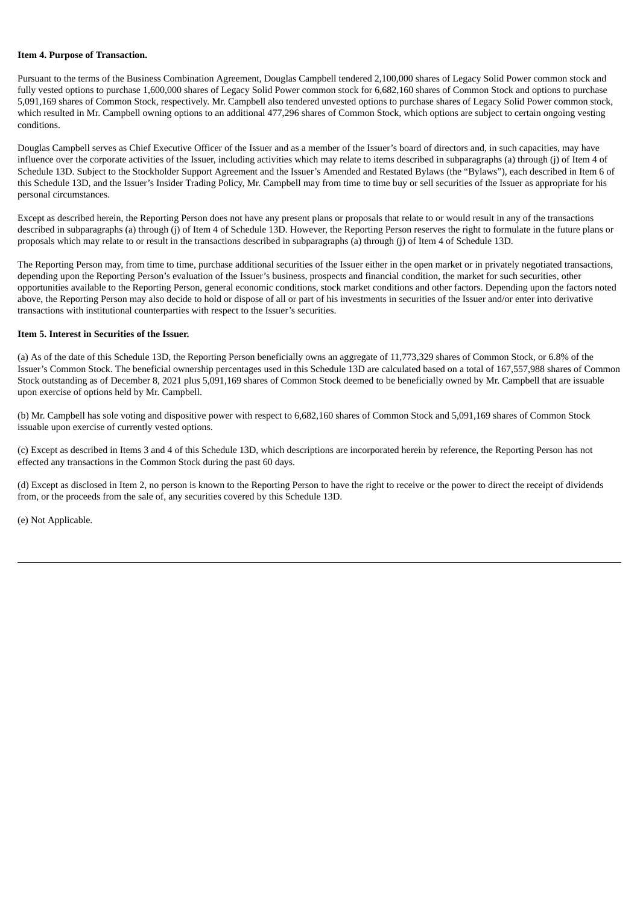**Item 4. Purpose of Transaction.**

Pursuant to the terms of the Business Combination Agreement, Douglas Campbell tendered 2,100,000 shares of Legacy Solid Power common stock and fully vested options to purchase 1,600,000 shares of Legacy Solid Power common stock for 6,682,160 shares of Common Stock and options to purchase 5,091,169 shares of Common Stock, respectively. Mr. Campbell also tendered unvested options to purchase shares of Legacy Solid Power common stock, which resulted in Mr. Campbell owning options to an additional 477,296 shares of Common Stock, which options are subject to certain ongoing vesting conditions.

Douglas Campbell serves as Chief Executive Officer of the Issuer and as a member of the Issuer's board of directors and, in such capacities, may have influence over the corporate activities of the Issuer, including activities which may relate to items described in subparagraphs (a) through (j) of Item 4 of Schedule 13D. Subject to the Stockholder Support Agreement and the Issuer's Amended and Restated Bylaws (the "Bylaws"), each described in Item 6 of this Schedule 13D, and the Issuer's Insider Trading Policy, Mr. Campbell may from time to time buy or sell securities of the Issuer as appropriate for his personal circumstances.

Except as described herein, the Reporting Person does not have any present plans or proposals that relate to or would result in any of the transactions described in subparagraphs (a) through (j) of Item 4 of Schedule 13D. However, the Reporting Person reserves the right to formulate in the future plans or proposals which may relate to or result in the transactions described in subparagraphs (a) through (j) of Item 4 of Schedule 13D.

The Reporting Person may, from time to time, purchase additional securities of the Issuer either in the open market or in privately negotiated transactions, depending upon the Reporting Person's evaluation of the Issuer's business, prospects and financial condition, the market for such securities, other opportunities available to the Reporting Person, general economic conditions, stock market conditions and other factors. Depending upon the factors noted above, the Reporting Person may also decide to hold or dispose of all or part of his investments in securities of the Issuer and/or enter into derivative transactions with institutional counterparties with respect to the Issuer's securities.

**Item 5. Interest in Securities of the Issuer.**

(a) As of the date of this Schedule 13D, the Reporting Person beneficially owns an aggregate of 11,773,329 shares of Common Stock, or 6.8% of the Issuer's Common Stock. The beneficial ownership percentages used in this Schedule 13D are calculated based on a total of 167,557,988 shares of Common Stock outstanding as of December 8, 2021 plus 5,091,169 shares of Common Stock deemed to be beneficially owned by Mr. Campbell that are issuable upon exercise of options held by Mr. Campbell.

(b) Mr. Campbell has sole voting and dispositive power with respect to 6,682,160 shares of Common Stock and 5,091,169 shares of Common Stock issuable upon exercise of currently vested options.

(c) Except as described in Items 3 and 4 of this Schedule 13D, which descriptions are incorporated herein by reference, the Reporting Person has not effected any transactions in the Common Stock during the past 60 days.

(d) Except as disclosed in Item 2, no person is known to the Reporting Person to have the right to receive or the power to direct the receipt of dividends from, or the proceeds from the sale of, any securities covered by this Schedule 13D.

(e) Not Applicable.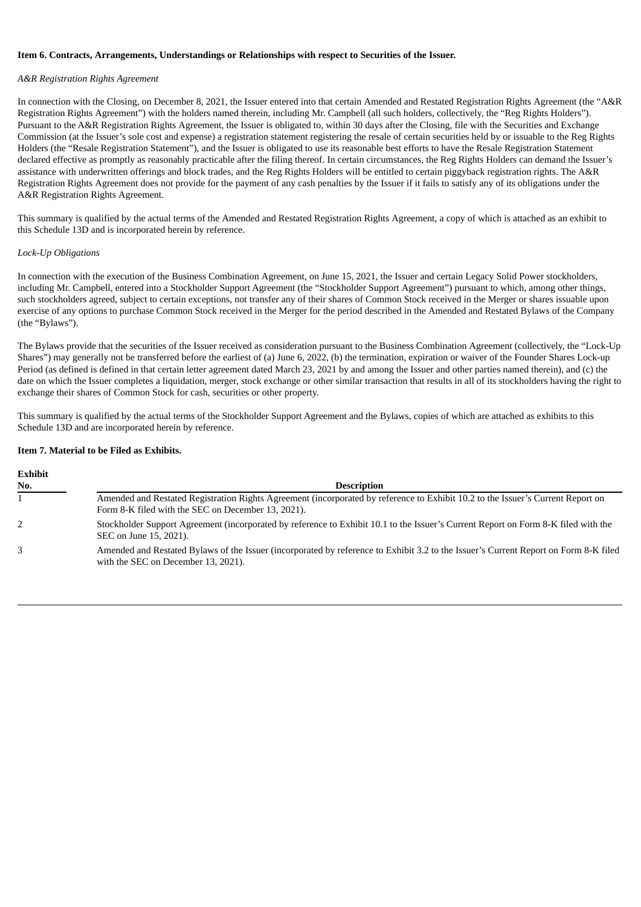**Item 6. Contracts, Arrangements, Understandings or Relationships with respect to Securities of the Issuer.**

*A&R Registration Rights Agreement*

In connection with the Closing, on December 8, 2021, the Issuer entered into that certain Amended and Restated Registration Rights Agreement (the "A&R Registration Rights Agreement") with the holders named therein, including Mr. Campbell (all such holders, collectively, the "Reg Rights Holders"). Pursuant to the A&R Registration Rights Agreement, the Issuer is obligated to, within 30 days after the Closing, file with the Securities and Exchange Commission (at the Issuer's sole cost and expense) a registration statement registering the resale of certain securities held by or issuable to the Reg Rights Holders (the "Resale Registration Statement"), and the Issuer is obligated to use its reasonable best efforts to have the Resale Registration Statement declared effective as promptly as reasonably practicable after the filing thereof. In certain circumstances, the Reg Rights Holders can demand the Issuer's assistance with underwritten offerings and block trades, and the Reg Rights Holders will be entitled to certain piggyback registration rights. The A&R Registration Rights Agreement does not provide for the payment of any cash penalties by the Issuer if it fails to satisfy any of its obligations under the A&R Registration Rights Agreement.

This summary is qualified by the actual terms of the Amended and Restated Registration Rights Agreement, a copy of which is attached as an exhibit to this Schedule 13D and is incorporated herein by reference.

*Lock-Up Obligations*

In connection with the execution of the Business Combination Agreement, on June 15, 2021, the Issuer and certain Legacy Solid Power stockholders, including Mr. Campbell, entered into a Stockholder Support Agreement (the "Stockholder Support Agreement") pursuant to which, among other things, such stockholders agreed, subject to certain exceptions, not transfer any of their shares of Common Stock received in the Merger or shares issuable upon exercise of any options to purchase Common Stock received in the Merger for the period described in the Amended and Restated Bylaws of the Company (the "Bylaws").

The Bylaws provide that the securities of the Issuer received as consideration pursuant to the Business Combination Agreement (collectively, the "Lock-Up Shares") may generally not be transferred before the earliest of (a) June 6, 2022, (b) the termination, expiration or waiver of the Founder Shares Lock-up Period (as defined is defined in that certain letter agreement dated March 23, 2021 by and among the Issuer and other parties named therein), and (c) the date on which the Issuer completes a liquidation, merger, stock exchange or other similar transaction that results in all of its stockholders having the right to exchange their shares of Common Stock for cash, securities or other property.

This summary is qualified by the actual terms of the Stockholder Support Agreement and the Bylaws, copies of which are attached as exhibits to this Schedule 13D and are incorporated herein by reference.

**Item 7. Material to be Filed as Exhibits.**

| Exhibit No. | Description |
|---|---|
| 1 | Amended and Restated Registration Rights Agreement (incorporated by reference to Exhibit 10.2 to the Issuer's Current Report on Form 8-K filed with the SEC on December 13, 2021). |
| 2 | Stockholder Support Agreement (incorporated by reference to Exhibit 10.1 to the Issuer's Current Report on Form 8-K filed with the SEC on June 15, 2021). |
| 3 | Amended and Restated Bylaws of the Issuer (incorporated by reference to Exhibit 3.2 to the Issuer's Current Report on Form 8-K filed with the SEC on December 13, 2021). |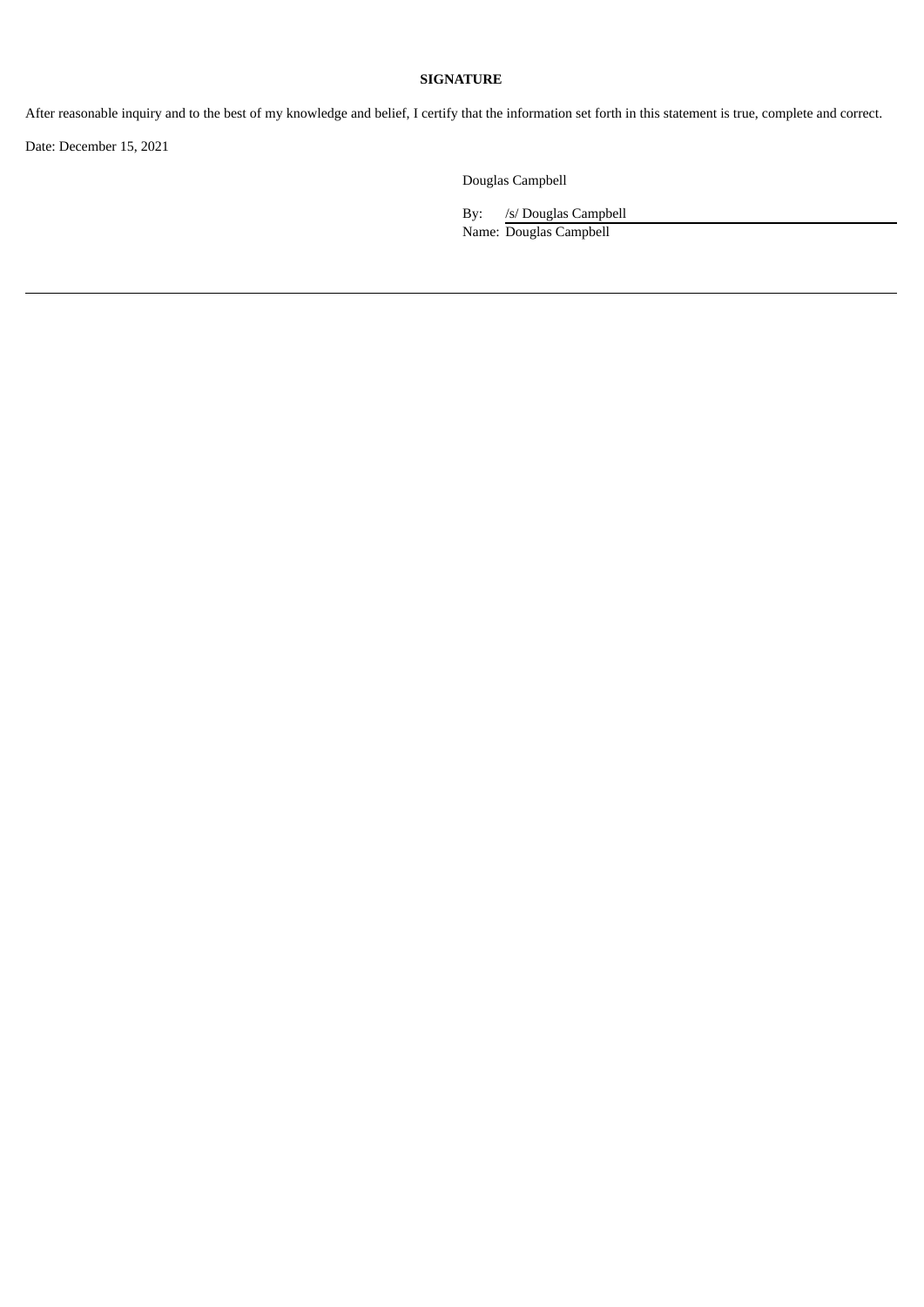**SIGNATURE**

After reasonable inquiry and to the best of my knowledge and belief, I certify that the information set forth in this statement is true, complete and correct.

Date: December 15, 2021

Douglas Campbell

By: /s/ Douglas Campbell
Name: Douglas Campbell